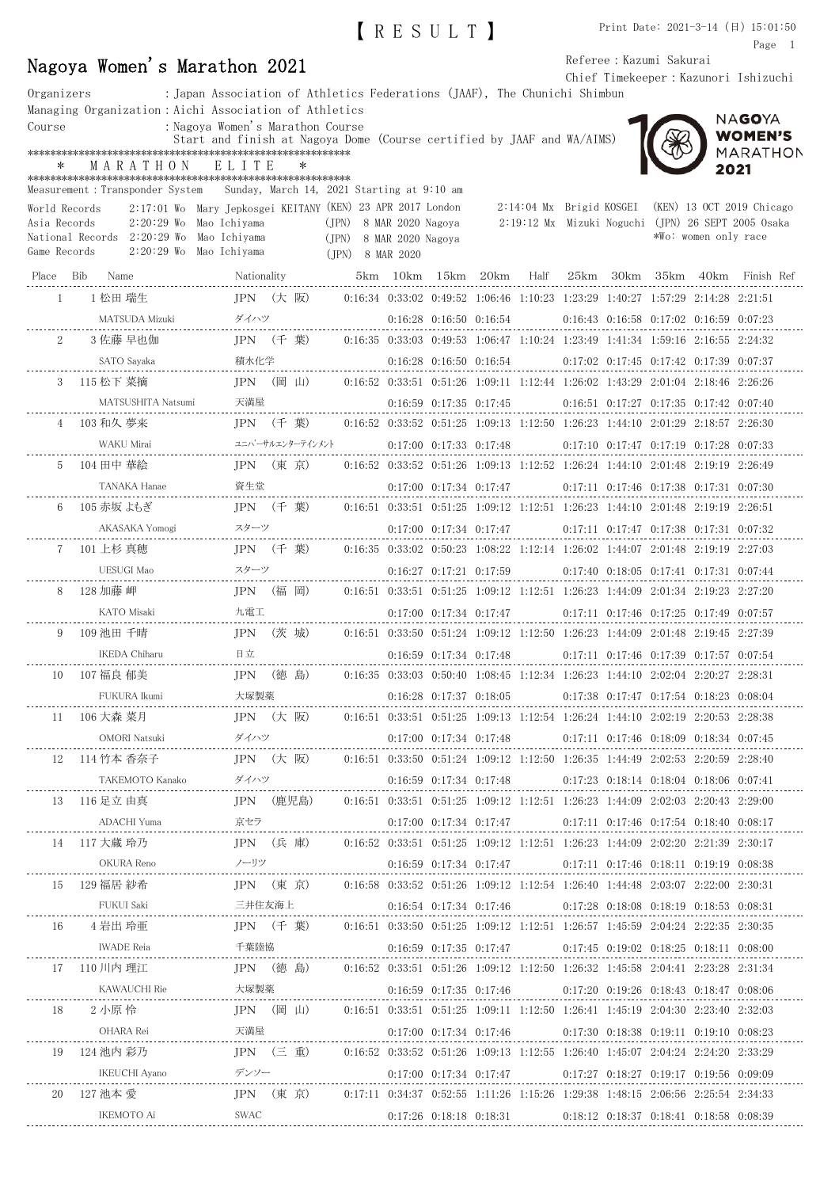# 【RESULT】

Print Date: 2021-3-14 (日) 15:01:50

## Nagoya Women's Marathon 2021

Referee：Kazumi Sakurai
Chief Timekeeper：Kazunori Ishizuchi

Organizers ：Japan Association of Athletics Federations (JAAF), The Chunichi Shimbun
Managing Organization：Aichi Association of Athletics
Course ：Nagoya Women's Marathon Course
Start and finish at Nagoya Dome (Course certified by JAAF and WA/AIMS)

\*\*\*\*\*\*\*\*\*\*\*\*\*\*\*\*\*\*\*\*\*\*\*\*\*\*\*\*\*\*\*\*\*\*\*\*\*\*\*\*\*\*\*\*\*\*\*\*\*\*\*\*\*\*\*\*\*\*\*\*
\* MARATHON ELITE \*
\*\*\*\*\*\*\*\*\*\*\*\*\*\*\*\*\*\*\*\*\*\*\*\*\*\*\*\*\*\*\*\*\*\*\*\*\*\*\*\*\*\*\*\*\*\*\*\*\*\*\*\*\*\*\*\*\*\*\*\*

Measurement：Transponder System Sunday, March 14, 2021 Starting at 9:10 am

| | | | | | | | | | |
|---|---|---|---|---|---|---|---|---|---|
| World Records | 2:17:01 Wo | Mary Jepkosgei KEITANY | (KEN) | 23 APR 2017 London | 2:14:04 Mx | Brigid KOSGEI | (KEN) | 13 OCT 2019 Chicago |
| Asia Records | 2:20:29 Wo | Mao Ichiyama | (JPN) | 8 MAR 2020 Nagoya | 2:19:12 Mx | Mizuki Noguchi | (JPN) | 26 SEPT 2005 Osaka |
| National Records | 2:20:29 Wo | Mao Ichiyama | (JPN) | 8 MAR 2020 Nagoya | | | | \*Wo: women only race |
| Game Records | 2:20:29 Wo | Mao Ichiyama | (JPN) | 8 MAR 2020 | | | | |

| Place | Bib | Name | Nationality | 5km | 10km | 15km | 20km | Half | 25km | 30km | 35km | 40km | Finish | Ref |
|---|---|---|---|---|---|---|---|---|---|---|---|---|---|---|
| 1 | 1 | 松田 瑞生 | JPN (大 阪) | 0:16:34 | 0:33:02 | 0:49:52 | 1:06:46 | 1:10:23 | 1:23:29 | 1:40:27 | 1:57:29 | 2:14:28 | 2:21:51 | |
| | | MATSUDA Mizuki | ダイハツ | | 0:16:28 | 0:16:50 | 0:16:54 | | 0:16:43 | 0:16:58 | 0:17:02 | 0:16:59 | 0:07:23 | |
| 2 | 3 | 佐藤 早也伽 | JPN (千 葉) | 0:16:35 | 0:33:03 | 0:49:53 | 1:06:47 | 1:10:24 | 1:23:49 | 1:41:34 | 1:59:16 | 2:16:55 | 2:24:32 | |
| | | SATO Sayaka | 積水化学 | | 0:16:28 | 0:16:50 | 0:16:54 | | 0:17:02 | 0:17:45 | 0:17:42 | 0:17:39 | 0:07:37 | |
| 3 | 115 | 松下 菜摘 | JPN (岡 山) | 0:16:52 | 0:33:51 | 0:51:26 | 1:09:11 | 1:12:44 | 1:26:02 | 1:43:29 | 2:01:04 | 2:18:46 | 2:26:26 | |
| | | MATSUSHITA Natsumi | 天満屋 | | 0:16:59 | 0:17:35 | 0:17:45 | | 0:16:51 | 0:17:27 | 0:17:35 | 0:17:42 | 0:07:40 | |
| 4 | 103 | 和久 夢来 | JPN (千 葉) | 0:16:52 | 0:33:52 | 0:51:25 | 1:09:13 | 1:12:50 | 1:26:23 | 1:44:10 | 2:01:29 | 2:18:57 | 2:26:30 | |
| | | WAKU Mirai | ユニバーサルエンターテインメント | | 0:17:00 | 0:17:33 | 0:17:48 | | 0:17:10 | 0:17:47 | 0:17:19 | 0:17:28 | 0:07:33 | |
| 5 | 104 | 田中 華絵 | JPN (東 京) | 0:16:52 | 0:33:52 | 0:51:26 | 1:09:13 | 1:12:52 | 1:26:24 | 1:44:10 | 2:01:48 | 2:19:19 | 2:26:49 | |
| | | TANAKA Hanae | 資生堂 | | 0:17:00 | 0:17:34 | 0:17:47 | | 0:17:11 | 0:17:46 | 0:17:38 | 0:17:31 | 0:07:30 | |
| 6 | 105 | 赤坂 よもぎ | JPN (千 葉) | 0:16:51 | 0:33:51 | 0:51:25 | 1:09:12 | 1:12:51 | 1:26:23 | 1:44:10 | 2:01:48 | 2:19:19 | 2:26:51 | |
| | | AKASAKA Yomogi | スターツ | | 0:17:00 | 0:17:34 | 0:17:47 | | 0:17:11 | 0:17:47 | 0:17:38 | 0:17:31 | 0:07:32 | |
| 7 | 101 | 上杉 真穂 | JPN (千 葉) | 0:16:35 | 0:33:02 | 0:50:23 | 1:08:22 | 1:12:14 | 1:26:02 | 1:44:07 | 2:01:48 | 2:19:19 | 2:27:03 | |
| | | UESUGI Mao | スターツ | | 0:16:27 | 0:17:21 | 0:17:59 | | 0:17:40 | 0:18:05 | 0:17:41 | 0:17:31 | 0:07:44 | |
| 8 | 128 | 加藤 岬 | JPN (福 岡) | 0:16:51 | 0:33:51 | 0:51:25 | 1:09:12 | 1:12:51 | 1:26:23 | 1:44:09 | 2:01:34 | 2:19:23 | 2:27:20 | |
| | | KATO Misaki | 九電工 | | 0:17:00 | 0:17:34 | 0:17:47 | | 0:17:11 | 0:17:46 | 0:17:25 | 0:17:49 | 0:07:57 | |
| 9 | 109 | 池田 千晴 | JPN (茨 城) | 0:16:51 | 0:33:50 | 0:51:24 | 1:09:12 | 1:12:50 | 1:26:23 | 1:44:09 | 2:01:48 | 2:19:45 | 2:27:39 | |
| | | IKEDA Chiharu | 日立 | | 0:16:59 | 0:17:34 | 0:17:48 | | 0:17:11 | 0:17:46 | 0:17:39 | 0:17:57 | 0:07:54 | |
| 10 | 107 | 福良 郁美 | JPN (徳 島) | 0:16:35 | 0:33:03 | 0:50:40 | 1:08:45 | 1:12:34 | 1:26:23 | 1:44:10 | 2:02:04 | 2:20:27 | 2:28:31 | |
| | | FUKURA Ikumi | 大塚製薬 | | 0:16:28 | 0:17:37 | 0:18:05 | | 0:17:38 | 0:17:47 | 0:17:54 | 0:18:23 | 0:08:04 | |
| 11 | 106 | 大森 菜月 | JPN (大 阪) | 0:16:51 | 0:33:51 | 0:51:25 | 1:09:13 | 1:12:54 | 1:26:24 | 1:44:10 | 2:02:19 | 2:20:53 | 2:28:38 | |
| | | OMORI Natsuki | ダイハツ | | 0:17:00 | 0:17:34 | 0:17:48 | | 0:17:11 | 0:17:46 | 0:18:09 | 0:18:34 | 0:07:45 | |
| 12 | 114 | 竹本 香奈子 | JPN (大 阪) | 0:16:51 | 0:33:50 | 0:51:24 | 1:09:12 | 1:12:50 | 1:26:35 | 1:44:49 | 2:02:53 | 2:20:59 | 2:28:40 | |
| | | TAKEMOTO Kanako | ダイハツ | | 0:16:59 | 0:17:34 | 0:17:48 | | 0:17:23 | 0:18:14 | 0:18:04 | 0:18:06 | 0:07:41 | |
| 13 | 116 | 足立 由真 | JPN (鹿児島) | 0:16:51 | 0:33:51 | 0:51:25 | 1:09:12 | 1:12:51 | 1:26:23 | 1:44:09 | 2:02:03 | 2:20:43 | 2:29:00 | |
| | | ADACHI Yuma | 京セラ | | 0:17:00 | 0:17:34 | 0:17:47 | | 0:17:11 | 0:17:46 | 0:17:54 | 0:18:40 | 0:08:17 | |
| 14 | 117 | 大蔵 玲乃 | JPN (兵 庫) | 0:16:52 | 0:33:51 | 0:51:25 | 1:09:12 | 1:12:51 | 1:26:23 | 1:44:09 | 2:02:20 | 2:21:39 | 2:30:17 | |
| | | OKURA Reno | ノーリツ | | 0:16:59 | 0:17:34 | 0:17:47 | | 0:17:11 | 0:17:46 | 0:18:11 | 0:19:19 | 0:08:38 | |
| 15 | 129 | 福居 紗希 | JPN (東 京) | 0:16:58 | 0:33:52 | 0:51:26 | 1:09:12 | 1:12:54 | 1:26:40 | 1:44:48 | 2:03:07 | 2:22:00 | 2:30:31 | |
| | | FUKUI Saki | 三井住友海上 | | 0:16:54 | 0:17:34 | 0:17:46 | | 0:17:28 | 0:18:08 | 0:18:19 | 0:18:53 | 0:08:31 | |
| 16 | 4 | 岩出 玲亜 | JPN (千 葉) | 0:16:51 | 0:33:50 | 0:51:25 | 1:09:12 | 1:12:51 | 1:26:57 | 1:45:59 | 2:04:24 | 2:22:35 | 2:30:35 | |
| | | IWADE Reia | 千葉陸協 | | 0:16:59 | 0:17:35 | 0:17:47 | | 0:17:45 | 0:19:02 | 0:18:25 | 0:18:11 | 0:08:00 | |
| 17 | 110 | 川内 理江 | JPN (徳 島) | 0:16:52 | 0:33:51 | 0:51:26 | 1:09:12 | 1:12:50 | 1:26:32 | 1:45:58 | 2:04:41 | 2:23:28 | 2:31:34 | |
| | | KAWAUCHI Rie | 大塚製薬 | | 0:16:59 | 0:17:35 | 0:17:46 | | 0:17:20 | 0:19:26 | 0:18:43 | 0:18:47 | 0:08:06 | |
| 18 | 2 | 小原 怜 | JPN (岡 山) | 0:16:51 | 0:33:51 | 0:51:25 | 1:09:11 | 1:12:50 | 1:26:41 | 1:45:19 | 2:04:30 | 2:23:40 | 2:32:03 | |
| | | OHARA Rei | 天満屋 | | 0:17:00 | 0:17:34 | 0:17:46 | | 0:17:30 | 0:18:38 | 0:19:11 | 0:19:10 | 0:08:23 | |
| 19 | 124 | 池内 彩乃 | JPN (三 重) | 0:16:52 | 0:33:52 | 0:51:26 | 1:09:13 | 1:12:55 | 1:26:40 | 1:45:07 | 2:04:24 | 2:24:20 | 2:33:29 | |
| | | IKEUCHI Ayano | デンソー | | 0:17:00 | 0:17:34 | 0:17:47 | | 0:17:27 | 0:18:27 | 0:19:17 | 0:19:56 | 0:09:09 | |
| 20 | 127 | 池本 愛 | JPN (東 京) | 0:17:11 | 0:34:37 | 0:52:55 | 1:11:26 | 1:15:26 | 1:29:38 | 1:48:15 | 2:06:56 | 2:25:54 | 2:34:33 | |
| | | IKEMOTO Ai | SWAC | | 0:17:26 | 0:18:18 | 0:18:31 | | 0:18:12 | 0:18:37 | 0:18:41 | 0:18:58 | 0:08:39 | |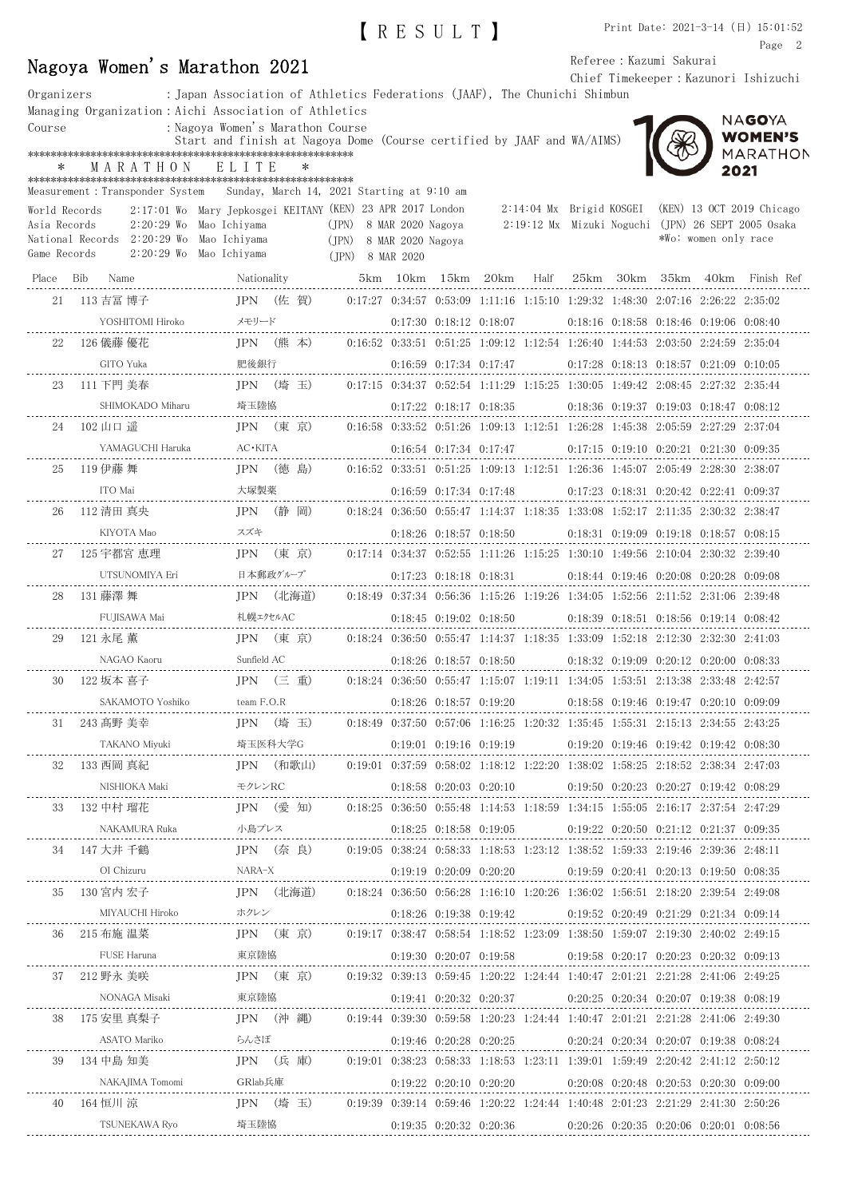【RESULT】

Print Date: 2021-3-14 (日) 15:01:52

# Nagoya Women's Marathon 2021

Referee：Kazumi Sakurai
Chief Timekeeper：Kazunori Ishizuchi

Organizers　：Japan Association of Athletics Federations (JAAF), The Chunichi Shimbun
Managing Organization：Aichi Association of Athletics
Course　：Nagoya Women's Marathon Course
Start and finish at Nagoya Dome (Course certified by JAAF and WA/AIMS)

＊ MARATHON ELITE ＊

Measurement：Transponder System　Sunday, March 14, 2021 Starting at 9:10 am

| | | | | | | | |
|---|---|---|---|---|---|---|---|
| World Records | 2:17:01 Wo | Mary Jepkosgei KEITANY | (KEN) 23 APR 2017 London | 2:14:04 Mx | Brigid KOSGEI | (KEN) | 13 OCT 2019 Chicago |
| Asia Records | 2:20:29 Wo | Mao Ichiyama | (JPN) 8 MAR 2020 Nagoya | 2:19:12 Mx | Mizuki Noguchi | (JPN) | 26 SEPT 2005 Osaka |
| National Records | 2:20:29 Wo | Mao Ichiyama | (JPN) 8 MAR 2020 Nagoya | | | | ＊Wo: women only race |
| Game Records | 2:20:29 Wo | Mao Ichiyama | (JPN) 8 MAR 2020 | | | | |

| Place | Bib | Name | Nationality | 5km | 10km | 15km | 20km | Half | 25km | 30km | 35km | 40km | Finish | Ref |
|---|---|---|---|---|---|---|---|---|---|---|---|---|---|---|
| 21 | 113 | 吉冨 博子 | JPN (佐 賀) | 0:17:27 | 0:34:57 | 0:53:09 | 1:11:16 | 1:15:10 | 1:29:32 | 1:48:30 | 2:07:16 | 2:26:22 | 2:35:02 | |
| | | YOSHITOMI Hiroko | メモリード | | 0:17:30 | 0:18:12 | 0:18:07 | | 0:18:16 | 0:18:58 | 0:18:46 | 0:19:06 | 0:08:40 | |
| 22 | 126 | 儀藤 優花 | JPN (熊 本) | 0:16:52 | 0:33:51 | 0:51:25 | 1:09:12 | 1:12:54 | 1:26:40 | 1:44:53 | 2:03:50 | 2:24:59 | 2:35:04 | |
| | | GITO Yuka | 肥後銀行 | | 0:16:59 | 0:17:34 | 0:17:47 | | 0:17:28 | 0:18:13 | 0:18:57 | 0:21:09 | 0:10:05 | |
| 23 | 111 | 下門 美春 | JPN (埼 玉) | 0:17:15 | 0:34:37 | 0:52:54 | 1:11:29 | 1:15:25 | 1:30:05 | 1:49:42 | 2:08:45 | 2:27:32 | 2:35:44 | |
| | | SHIMOKADO Miharu | 埼玉陸協 | | 0:17:22 | 0:18:17 | 0:18:35 | | 0:18:36 | 0:19:37 | 0:19:03 | 0:18:47 | 0:08:12 | |
| 24 | 102 | 山口 遥 | JPN (東 京) | 0:16:58 | 0:33:52 | 0:51:26 | 1:09:13 | 1:12:51 | 1:26:28 | 1:45:38 | 2:05:59 | 2:27:29 | 2:37:04 | |
| | | YAMAGUCHI Haruka | AC･KITA | | 0:16:54 | 0:17:34 | 0:17:47 | | 0:17:15 | 0:19:10 | 0:20:21 | 0:21:30 | 0:09:35 | |
| 25 | 119 | 伊藤 舞 | JPN (徳 島) | 0:16:52 | 0:33:51 | 0:51:25 | 1:09:13 | 1:12:51 | 1:26:36 | 1:45:07 | 2:05:49 | 2:28:30 | 2:38:07 | |
| | | ITO Mai | 大塚製薬 | | 0:16:59 | 0:17:34 | 0:17:48 | | 0:17:23 | 0:18:31 | 0:20:42 | 0:22:41 | 0:09:37 | |
| 26 | 112 | 清田 真央 | JPN (静 岡) | 0:18:24 | 0:36:50 | 0:55:47 | 1:14:37 | 1:18:35 | 1:33:08 | 1:52:17 | 2:11:35 | 2:30:32 | 2:38:47 | |
| | | KIYOTA Mao | スズキ | | 0:18:26 | 0:18:57 | 0:18:50 | | 0:18:31 | 0:19:09 | 0:19:18 | 0:18:57 | 0:08:15 | |
| 27 | 125 | 宇都宮 恵理 | JPN (東 京) | 0:17:14 | 0:34:37 | 0:52:55 | 1:11:26 | 1:15:25 | 1:30:10 | 1:49:56 | 2:10:04 | 2:30:32 | 2:39:40 | |
| | | UTSUNOMIYA Eri | 日本郵政グループ | | 0:17:23 | 0:18:18 | 0:18:31 | | 0:18:44 | 0:19:46 | 0:20:08 | 0:20:28 | 0:09:08 | |
| 28 | 131 | 藤澤 舞 | JPN (北海道) | 0:18:49 | 0:37:34 | 0:56:36 | 1:15:26 | 1:19:26 | 1:34:05 | 1:52:56 | 2:11:52 | 2:31:06 | 2:39:48 | |
| | | FUJISAWA Mai | 札幌エクセルAC | | 0:18:45 | 0:19:02 | 0:18:50 | | 0:18:39 | 0:18:51 | 0:18:56 | 0:19:14 | 0:08:42 | |
| 29 | 121 | 永尾 薫 | JPN (東 京) | 0:18:24 | 0:36:50 | 0:55:47 | 1:14:37 | 1:18:35 | 1:33:09 | 1:52:18 | 2:12:30 | 2:32:30 | 2:41:03 | |
| | | NAGAO Kaoru | Sunfield AC | | 0:18:26 | 0:18:57 | 0:18:50 | | 0:18:32 | 0:19:09 | 0:20:12 | 0:20:00 | 0:08:33 | |
| 30 | 122 | 坂本 喜子 | JPN (三 重) | 0:18:24 | 0:36:50 | 0:55:47 | 1:15:07 | 1:19:11 | 1:34:05 | 1:53:51 | 2:13:38 | 2:33:48 | 2:42:57 | |
| | | SAKAMOTO Yoshiko | team F.O.R | | 0:18:26 | 0:18:57 | 0:19:20 | | 0:18:58 | 0:19:46 | 0:19:47 | 0:20:10 | 0:09:09 | |
| 31 | 243 | 髙野 美幸 | JPN (埼 玉) | 0:18:49 | 0:37:50 | 0:57:06 | 1:16:25 | 1:20:32 | 1:35:45 | 1:55:31 | 2:15:13 | 2:34:55 | 2:43:25 | |
| | | TAKANO Miyuki | 埼玉医科大学G | | 0:19:01 | 0:19:16 | 0:19:19 | | 0:19:20 | 0:19:46 | 0:19:42 | 0:19:42 | 0:08:30 | |
| 32 | 133 | 西岡 真紀 | JPN (和歌山) | 0:19:01 | 0:37:59 | 0:58:02 | 1:18:12 | 1:22:20 | 1:38:02 | 1:58:25 | 2:18:52 | 2:38:34 | 2:47:03 | |
| | | NISHIOKA Maki | モクレンRC | | 0:18:58 | 0:20:03 | 0:20:10 | | 0:19:50 | 0:20:23 | 0:20:27 | 0:19:42 | 0:08:29 | |
| 33 | 132 | 中村 瑠花 | JPN (愛 知) | 0:18:25 | 0:36:50 | 0:55:48 | 1:14:53 | 1:18:59 | 1:34:15 | 1:55:05 | 2:16:17 | 2:37:54 | 2:47:29 | |
| | | NAKAMURA Ruka | 小島プレス | | 0:18:25 | 0:18:58 | 0:19:05 | | 0:19:22 | 0:20:50 | 0:21:12 | 0:21:37 | 0:09:35 | |
| 34 | 147 | 大井 千鶴 | JPN (奈 良) | 0:19:05 | 0:38:24 | 0:58:33 | 1:18:53 | 1:23:12 | 1:38:52 | 1:59:33 | 2:19:46 | 2:39:36 | 2:48:11 | |
| | | OI Chizuru | NARA-X | | 0:19:19 | 0:20:09 | 0:20:20 | | 0:19:59 | 0:20:41 | 0:20:13 | 0:19:50 | 0:08:35 | |
| 35 | 130 | 宮内 宏子 | JPN (北海道) | 0:18:24 | 0:36:50 | 0:56:28 | 1:16:10 | 1:20:26 | 1:36:02 | 1:56:51 | 2:18:20 | 2:39:54 | 2:49:08 | |
| | | MIYAUCHI Hiroko | ホクレン | | 0:18:26 | 0:19:38 | 0:19:42 | | 0:19:52 | 0:20:49 | 0:21:29 | 0:21:34 | 0:09:14 | |
| 36 | 215 | 布施 温菜 | JPN (東 京) | 0:19:17 | 0:38:47 | 0:58:54 | 1:18:52 | 1:23:09 | 1:38:50 | 1:59:07 | 2:19:30 | 2:40:02 | 2:49:15 | |
| | | FUSE Haruna | 東京陸協 | | 0:19:30 | 0:20:07 | 0:19:58 | | 0:19:58 | 0:20:17 | 0:20:23 | 0:20:32 | 0:09:13 | |
| 37 | 212 | 野永 美咲 | JPN (東 京) | 0:19:32 | 0:39:13 | 0:59:45 | 1:20:22 | 1:24:44 | 1:40:47 | 2:01:21 | 2:21:28 | 2:41:06 | 2:49:25 | |
| | | NONAGA Misaki | 東京陸協 | | 0:19:41 | 0:20:32 | 0:20:37 | | 0:20:25 | 0:20:34 | 0:20:07 | 0:19:38 | 0:08:19 | |
| 38 | 175 | 安里 真梨子 | JPN (沖 縄) | 0:19:44 | 0:39:30 | 0:59:58 | 1:20:23 | 1:24:44 | 1:40:47 | 2:01:21 | 2:21:28 | 2:41:06 | 2:49:30 | |
| | | ASATO Mariko | らんさぽ | | 0:19:46 | 0:20:28 | 0:20:25 | | 0:20:24 | 0:20:34 | 0:20:07 | 0:19:38 | 0:08:24 | |
| 39 | 134 | 中島 知美 | JPN (兵 庫) | 0:19:01 | 0:38:23 | 0:58:33 | 1:18:53 | 1:23:11 | 1:39:01 | 1:59:49 | 2:20:42 | 2:41:12 | 2:50:12 | |
| | | NAKAJIMA Tomomi | GRlab兵庫 | | 0:19:22 | 0:20:10 | 0:20:20 | | 0:20:08 | 0:20:48 | 0:20:53 | 0:20:30 | 0:09:00 | |
| 40 | 164 | 恒川 涼 | JPN (埼 玉) | 0:19:39 | 0:39:14 | 0:59:46 | 1:20:22 | 1:24:44 | 1:40:48 | 2:01:23 | 2:21:29 | 2:41:30 | 2:50:26 | |
| | | TSUNEKAWA Ryo | 埼玉陸協 | | 0:19:35 | 0:20:32 | 0:20:36 | | 0:20:26 | 0:20:35 | 0:20:06 | 0:20:01 | 0:08:56 | |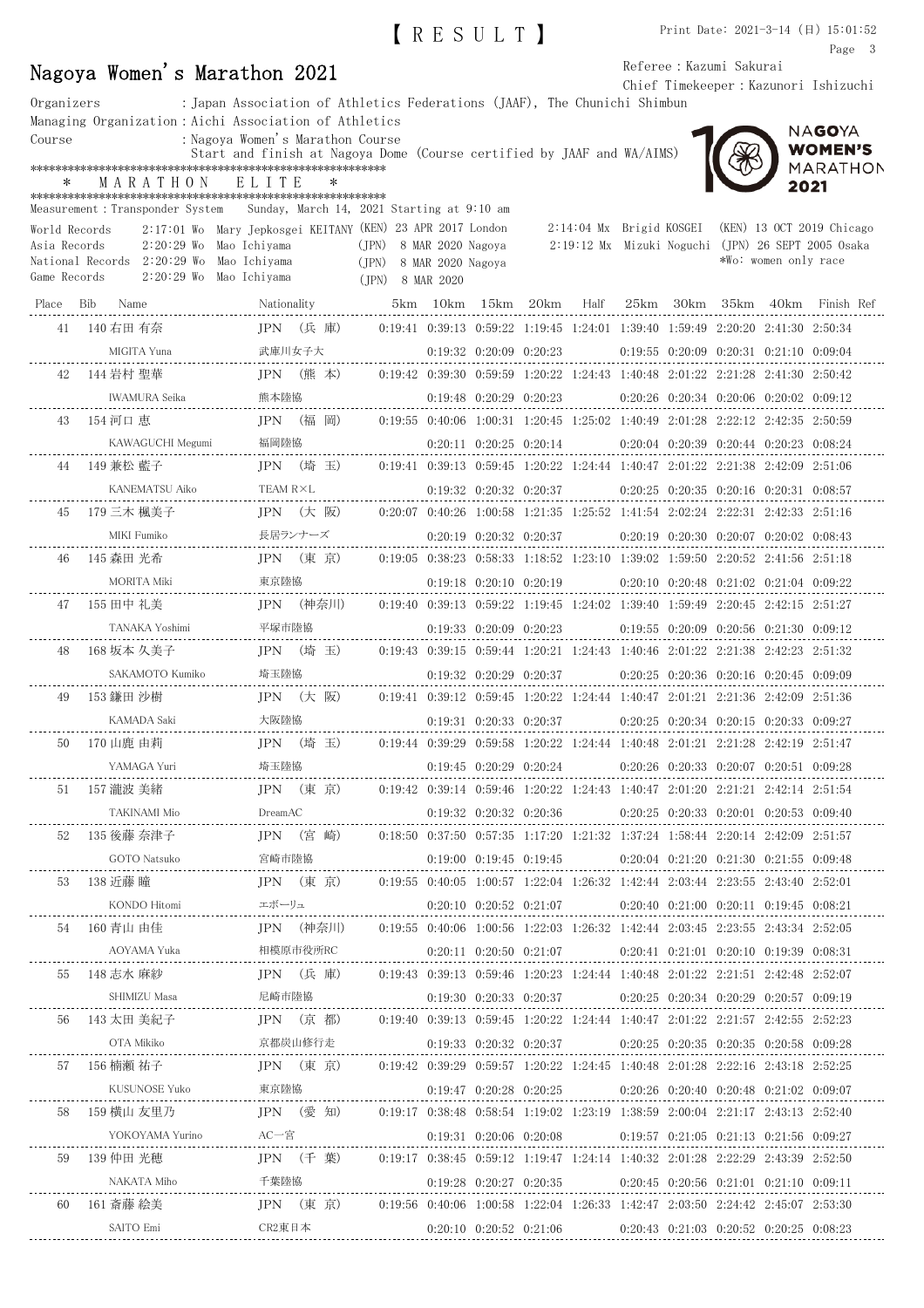【RESULT】

# Nagoya Women's Marathon 2021

Referee：Kazumi Sakurai
Chief Timekeeper：Kazunori Ishizuchi

Organizers　　　：Japan Association of Athletics Federations (JAAF), The Chunichi Shimbun
Managing Organization：Aichi Association of Athletics
Course　　　　　：Nagoya Women's Marathon Course
Start and finish at Nagoya Dome (Course certified by JAAF and WA/AIMS)

＊　MARATHON　ELITE　＊

Measurement：Transponder System　Sunday, March 14, 2021 Starting at 9:10 am

| | | | | | | |
|---|---|---|---|---|---|---|
| World Records | 2:17:01 Wo | Mary Jepkosgei KEITANY (KEN) 23 APR 2017 London | | 2:14:04 Mx | Brigid KOSGEI | (KEN) 13 OCT 2019 Chicago |
| Asia Records | 2:20:29 Wo | Mao Ichiyama | (JPN) 8 MAR 2020 Nagoya | 2:19:12 Mx | Mizuki Noguchi | (JPN) 26 SEPT 2005 Osaka |
| National Records | 2:20:29 Wo | Mao Ichiyama | (JPN) 8 MAR 2020 Nagoya | | | \*Wo: women only race |
| Game Records | 2:20:29 Wo | Mao Ichiyama | (JPN) 8 MAR 2020 | | | |

| Place | Bib | Name | Nationality | 5km | 10km | 15km | 20km | Half | 25km | 30km | 35km | 40km | Finish | Ref |
|---|---|---|---|---|---|---|---|---|---|---|---|---|---|---|
| 41 | 140 | 右田 有奈 | JPN (兵 庫) | 0:19:41 | 0:39:13 | 0:59:22 | 1:19:45 | 1:24:01 | 1:39:40 | 1:59:49 | 2:20:20 | 2:41:30 | 2:50:34 | |
| | | MIGITA Yuna | 武庫川女子大 | | 0:19:32 | 0:20:09 | 0:20:23 | | 0:19:55 | 0:20:09 | 0:20:31 | 0:21:10 | 0:09:04 | |
| 42 | 144 | 岩村 聖華 | JPN (熊 本) | 0:19:42 | 0:39:30 | 0:59:59 | 1:20:22 | 1:24:43 | 1:40:48 | 2:01:22 | 2:21:28 | 2:41:30 | 2:50:42 | |
| | | IWAMURA Seika | 熊本陸協 | | 0:19:48 | 0:20:29 | 0:20:23 | | 0:20:26 | 0:20:34 | 0:20:06 | 0:20:02 | 0:09:12 | |
| 43 | 154 | 河口 恵 | JPN (福 岡) | 0:19:55 | 0:40:06 | 1:00:31 | 1:20:45 | 1:25:02 | 1:40:49 | 2:01:28 | 2:22:12 | 2:42:35 | 2:50:59 | |
| | | KAWAGUCHI Megumi | 福岡陸協 | | 0:20:11 | 0:20:25 | 0:20:14 | | 0:20:04 | 0:20:39 | 0:20:44 | 0:20:23 | 0:08:24 | |
| 44 | 149 | 兼松 藍子 | JPN (埼 玉) | 0:19:41 | 0:39:13 | 0:59:45 | 1:20:22 | 1:24:44 | 1:40:47 | 2:01:22 | 2:21:38 | 2:42:09 | 2:51:06 | |
| | | KANEMATSU Aiko | TEAM R×L | | 0:19:32 | 0:20:32 | 0:20:37 | | 0:20:25 | 0:20:35 | 0:20:16 | 0:20:31 | 0:08:57 | |
| 45 | 179 | 三木 楓美子 | JPN (大 阪) | 0:20:07 | 0:40:26 | 1:00:58 | 1:21:35 | 1:25:52 | 1:41:54 | 2:02:24 | 2:22:31 | 2:42:33 | 2:51:16 | |
| | | MIKI Fumiko | 長居ランナーズ | | 0:20:19 | 0:20:32 | 0:20:37 | | 0:20:19 | 0:20:30 | 0:20:07 | 0:20:02 | 0:08:43 | |
| 46 | 145 | 森田 光希 | JPN (東 京) | 0:19:05 | 0:38:23 | 0:58:33 | 1:18:52 | 1:23:10 | 1:39:02 | 1:59:50 | 2:20:52 | 2:41:56 | 2:51:18 | |
| | | MORITA Miki | 東京陸協 | | 0:19:18 | 0:20:10 | 0:20:19 | | 0:20:10 | 0:20:48 | 0:21:02 | 0:21:04 | 0:09:22 | |
| 47 | 155 | 田中 礼美 | JPN (神奈川) | 0:19:40 | 0:39:13 | 0:59:22 | 1:19:45 | 1:24:02 | 1:39:40 | 1:59:49 | 2:20:45 | 2:42:15 | 2:51:27 | |
| | | TANAKA Yoshimi | 平塚市陸協 | | 0:19:33 | 0:20:09 | 0:20:23 | | 0:19:55 | 0:20:09 | 0:20:56 | 0:21:30 | 0:09:12 | |
| 48 | 168 | 坂本 久美子 | JPN (埼 玉) | 0:19:43 | 0:39:15 | 0:59:44 | 1:20:21 | 1:24:43 | 1:40:46 | 2:01:22 | 2:21:38 | 2:42:23 | 2:51:32 | |
| | | SAKAMOTO Kumiko | 埼玉陸協 | | 0:19:32 | 0:20:29 | 0:20:37 | | 0:20:25 | 0:20:36 | 0:20:16 | 0:20:45 | 0:09:09 | |
| 49 | 153 | 鎌田 沙樹 | JPN (大 阪) | 0:19:41 | 0:39:12 | 0:59:45 | 1:20:22 | 1:24:44 | 1:40:47 | 2:01:21 | 2:21:36 | 2:42:09 | 2:51:36 | |
| | | KAMADA Saki | 大阪陸協 | | 0:19:31 | 0:20:33 | 0:20:37 | | 0:20:25 | 0:20:34 | 0:20:15 | 0:20:33 | 0:09:27 | |
| 50 | 170 | 山鹿 由莉 | JPN (埼 玉) | 0:19:44 | 0:39:29 | 0:59:58 | 1:20:22 | 1:24:44 | 1:40:48 | 2:01:21 | 2:21:28 | 2:42:19 | 2:51:47 | |
| | | YAMAGA Yuri | 埼玉陸協 | | 0:19:45 | 0:20:29 | 0:20:24 | | 0:20:26 | 0:20:33 | 0:20:07 | 0:20:51 | 0:09:28 | |
| 51 | 157 | 瀧波 美緒 | JPN (東 京) | 0:19:42 | 0:39:14 | 0:59:46 | 1:20:22 | 1:24:43 | 1:40:47 | 2:01:20 | 2:21:21 | 2:42:14 | 2:51:54 | |
| | | TAKINAMI Mio | DreamAC | | 0:19:32 | 0:20:32 | 0:20:36 | | 0:20:25 | 0:20:33 | 0:20:01 | 0:20:53 | 0:09:40 | |
| 52 | 135 | 後藤 奈津子 | JPN (宮 崎) | 0:18:50 | 0:37:50 | 0:57:35 | 1:17:20 | 1:21:32 | 1:37:24 | 1:58:44 | 2:20:14 | 2:42:09 | 2:51:57 | |
| | | GOTO Natsuko | 宮崎市陸協 | | 0:19:00 | 0:19:45 | 0:19:45 | | 0:20:04 | 0:21:20 | 0:21:30 | 0:21:55 | 0:09:48 | |
| 53 | 138 | 近藤 瞳 | JPN (東 京) | 0:19:55 | 0:40:05 | 1:00:57 | 1:22:04 | 1:26:32 | 1:42:44 | 2:03:44 | 2:23:55 | 2:43:40 | 2:52:01 | |
| | | KONDO Hitomi | エボーリュ | | 0:20:10 | 0:20:52 | 0:21:07 | | 0:20:40 | 0:21:00 | 0:20:11 | 0:19:45 | 0:08:21 | |
| 54 | 160 | 青山 由佳 | JPN (神奈川) | 0:19:55 | 0:40:06 | 1:00:56 | 1:22:03 | 1:26:32 | 1:42:44 | 2:03:45 | 2:23:55 | 2:43:34 | 2:52:05 | |
| | | AOYAMA Yuka | 相模原市役所RC | | 0:20:11 | 0:20:50 | 0:21:07 | | 0:20:41 | 0:21:01 | 0:20:10 | 0:19:39 | 0:08:31 | |
| 55 | 148 | 志水 麻紗 | JPN (兵 庫) | 0:19:43 | 0:39:13 | 0:59:46 | 1:20:23 | 1:24:44 | 1:40:48 | 2:01:22 | 2:21:51 | 2:42:48 | 2:52:07 | |
| | | SHIMIZU Masa | 尼崎市陸協 | | 0:19:30 | 0:20:33 | 0:20:37 | | 0:20:25 | 0:20:34 | 0:20:29 | 0:20:57 | 0:09:19 | |
| 56 | 143 | 太田 美紀子 | JPN (京 都) | 0:19:40 | 0:39:13 | 0:59:45 | 1:20:22 | 1:24:44 | 1:40:47 | 2:01:22 | 2:21:57 | 2:42:55 | 2:52:23 | |
| | | OTA Mikiko | 京都炭山修行走 | | 0:19:33 | 0:20:32 | 0:20:37 | | 0:20:25 | 0:20:35 | 0:20:35 | 0:20:58 | 0:09:28 | |
| 57 | 156 | 楠瀬 祐子 | JPN (東 京) | 0:19:42 | 0:39:29 | 0:59:57 | 1:20:22 | 1:24:45 | 1:40:48 | 2:01:28 | 2:22:16 | 2:43:18 | 2:52:25 | |
| | | KUSUNOSE Yuko | 東京陸協 | | 0:19:47 | 0:20:28 | 0:20:25 | | 0:20:26 | 0:20:40 | 0:20:48 | 0:21:02 | 0:09:07 | |
| 58 | 159 | 横山 友里乃 | JPN (愛 知) | 0:19:17 | 0:38:48 | 0:58:54 | 1:19:02 | 1:23:19 | 1:38:59 | 2:00:04 | 2:21:17 | 2:43:13 | 2:52:40 | |
| | | YOKOYAMA Yurino | AC一宮 | | 0:19:31 | 0:20:06 | 0:20:08 | | 0:19:57 | 0:21:05 | 0:21:13 | 0:21:56 | 0:09:27 | |
| 59 | 139 | 仲田 光穂 | JPN (千 葉) | 0:19:17 | 0:38:45 | 0:59:12 | 1:19:47 | 1:24:14 | 1:40:32 | 2:01:28 | 2:22:29 | 2:43:39 | 2:52:50 | |
| | | NAKATA Miho | 千葉陸協 | | 0:19:28 | 0:20:27 | 0:20:35 | | 0:20:45 | 0:20:56 | 0:21:01 | 0:21:10 | 0:09:11 | |
| 60 | 161 | 斎藤 絵美 | JPN (東 京) | 0:19:56 | 0:40:06 | 1:00:58 | 1:22:04 | 1:26:33 | 1:42:47 | 2:03:50 | 2:24:42 | 2:45:07 | 2:53:30 | |
| | | SAITO Emi | CR2東日本 | | 0:20:10 | 0:20:52 | 0:21:06 | | 0:20:43 | 0:21:03 | 0:20:52 | 0:20:25 | 0:08:23 | |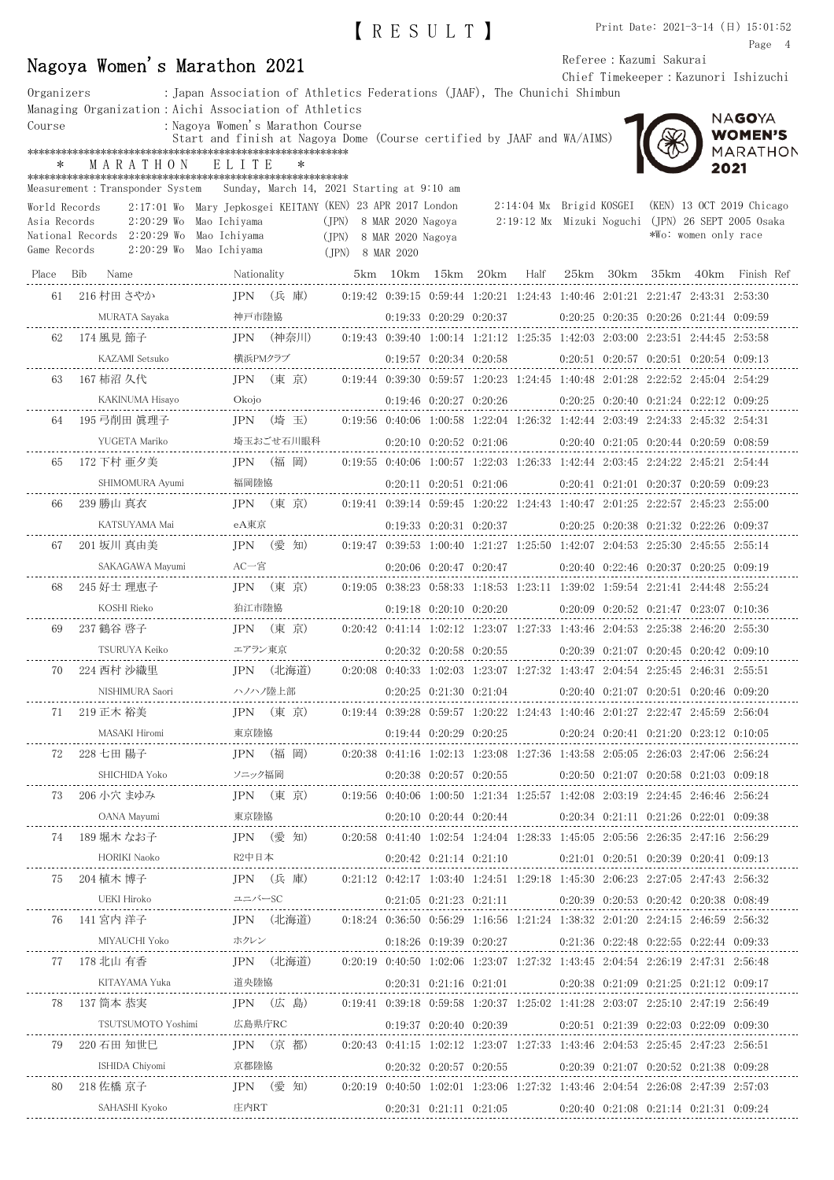【RESULT】

Print Date: 2021-3-14 (日) 15:01:52

# Nagoya Women's Marathon 2021

Referee：Kazumi Sakurai
Chief Timekeeper：Kazunori Ishizuchi

Organizers：Japan Association of Athletics Federations (JAAF), The Chunichi Shimbun
Managing Organization：Aichi Association of Athletics
Course：Nagoya Women's Marathon Course
Start and finish at Nagoya Dome (Course certified by JAAF and WA/AIMS)

************************************************************
\* MARATHON ELITE \*
************************************************************

Measurement：Transponder System　Sunday, March 14, 2021 Starting at 9:10 am

World Records　2:17:01 Wo　Mary Jepkosgei KEITANY (KEN) 23 APR 2017 London　2:14:04 Mx　Brigid KOSGEI (KEN) 13 OCT 2019 Chicago
Asia Records　2:20:29 Wo　Mao Ichiyama (JPN) 8 MAR 2020 Nagoya　2:19:12 Mx　Mizuki Noguchi (JPN) 26 SEPT 2005 Osaka
National Records　2:20:29 Wo　Mao Ichiyama (JPN) 8 MAR 2020 Nagoya　*Wo: women only race
Game Records　2:20:29 Wo　Mao Ichiyama (JPN) 8 MAR 2020

| Place | Bib | Name | Nationality | 5km | 10km | 15km | 20km | Half | 25km | 30km | 35km | 40km | Finish | Ref |
|---|---|---|---|---|---|---|---|---|---|---|---|---|---|---|
| 61 | 216 | 村田 さやか | JPN (兵 庫) | 0:19:42 | 0:39:15 | 0:59:44 | 1:20:21 | 1:24:43 | 1:40:46 | 2:01:21 | 2:21:47 | 2:43:31 | 2:53:30 | |
| | | MURATA Sayaka | 神戸市陸協 | | 0:19:33 | 0:20:29 | 0:20:37 | | 0:20:25 | 0:20:35 | 0:20:26 | 0:21:44 | 0:09:59 | |
| 62 | 174 | 風見 節子 | JPN (神奈川) | 0:19:43 | 0:39:40 | 1:00:14 | 1:21:12 | 1:25:35 | 1:42:03 | 2:03:00 | 2:23:51 | 2:44:45 | 2:53:58 | |
| | | KAZAMI Setsuko | 横浜PMクラブ | | 0:19:57 | 0:20:34 | 0:20:58 | | 0:20:51 | 0:20:57 | 0:20:51 | 0:20:54 | 0:09:13 | |
| 63 | 167 | 柿沼 久代 | JPN (東 京) | 0:19:44 | 0:39:30 | 0:59:57 | 1:20:23 | 1:24:45 | 1:40:48 | 2:01:28 | 2:22:52 | 2:45:04 | 2:54:29 | |
| | | KAKINUMA Hisayo | Okojo | | 0:19:46 | 0:20:27 | 0:20:26 | | 0:20:25 | 0:20:40 | 0:21:24 | 0:22:12 | 0:09:25 | |
| 64 | 195 | 弓削田 眞理子 | JPN (埼 玉) | 0:19:56 | 0:40:06 | 1:00:58 | 1:22:04 | 1:26:32 | 1:42:44 | 2:03:49 | 2:24:33 | 2:45:32 | 2:54:31 | |
| | | YUGETA Mariko | 埼玉おごせ石川眼科 | | 0:20:10 | 0:20:52 | 0:21:06 | | 0:20:40 | 0:21:05 | 0:20:44 | 0:20:59 | 0:08:59 | |
| 65 | 172 | 下村 亜夕美 | JPN (福 岡) | 0:19:55 | 0:40:06 | 1:00:57 | 1:22:03 | 1:26:33 | 1:42:44 | 2:03:45 | 2:24:22 | 2:45:21 | 2:54:44 | |
| | | SHIMOMURA Ayumi | 福岡陸協 | | 0:20:11 | 0:20:51 | 0:21:06 | | 0:20:41 | 0:21:01 | 0:20:37 | 0:20:59 | 0:09:23 | |
| 66 | 239 | 勝山 真衣 | JPN (東 京) | 0:19:41 | 0:39:14 | 0:59:45 | 1:20:22 | 1:24:43 | 1:40:47 | 2:01:25 | 2:22:57 | 2:45:23 | 2:55:00 | |
| | | KATSUYAMA Mai | eA東京 | | 0:19:33 | 0:20:31 | 0:20:37 | | 0:20:25 | 0:20:38 | 0:21:32 | 0:22:26 | 0:09:37 | |
| 67 | 201 | 坂川 真由美 | JPN (愛 知) | 0:19:47 | 0:39:53 | 1:00:40 | 1:21:27 | 1:25:50 | 1:42:07 | 2:04:53 | 2:25:30 | 2:45:55 | 2:55:14 | |
| | | SAKAGAWA Mayumi | AC一宮 | | 0:20:06 | 0:20:47 | 0:20:47 | | 0:20:40 | 0:22:46 | 0:20:37 | 0:20:25 | 0:09:19 | |
| 68 | 245 | 好士 理恵子 | JPN (東 京) | 0:19:05 | 0:38:23 | 0:58:33 | 1:18:53 | 1:23:11 | 1:39:02 | 1:59:54 | 2:21:41 | 2:44:48 | 2:55:24 | |
| | | KOSHI Rieko | 狛江市陸協 | | 0:19:18 | 0:20:10 | 0:20:20 | | 0:20:09 | 0:20:52 | 0:21:47 | 0:23:07 | 0:10:36 | |
| 69 | 237 | 鶴谷 啓子 | JPN (東 京) | 0:20:42 | 0:41:14 | 1:02:12 | 1:23:07 | 1:27:33 | 1:43:46 | 2:04:53 | 2:25:38 | 2:46:20 | 2:55:30 | |
| | | TSURUYA Keiko | エアラン東京 | | 0:20:32 | 0:20:58 | 0:20:55 | | 0:20:39 | 0:21:07 | 0:20:45 | 0:20:42 | 0:09:10 | |
| 70 | 224 | 西村 沙織里 | JPN (北海道) | 0:20:08 | 0:40:33 | 1:02:03 | 1:23:07 | 1:27:32 | 1:43:47 | 2:04:54 | 2:25:45 | 2:46:31 | 2:55:51 | |
| | | NISHIMURA Saori | ハノハノ陸上部 | | 0:20:25 | 0:21:30 | 0:21:04 | | 0:20:40 | 0:21:07 | 0:20:51 | 0:20:46 | 0:09:20 | |
| 71 | 219 | 正木 裕美 | JPN (東 京) | 0:19:44 | 0:39:28 | 0:59:57 | 1:20:22 | 1:24:43 | 1:40:46 | 2:01:27 | 2:22:47 | 2:45:59 | 2:56:04 | |
| | | MASAKI Hiromi | 東京陸協 | | 0:19:44 | 0:20:29 | 0:20:25 | | 0:20:24 | 0:20:41 | 0:21:20 | 0:23:12 | 0:10:05 | |
| 72 | 228 | 七田 陽子 | JPN (福 岡) | 0:20:38 | 0:41:16 | 1:02:13 | 1:23:08 | 1:27:36 | 1:43:58 | 2:05:05 | 2:26:03 | 2:47:06 | 2:56:24 | |
| | | SHICHIDA Yoko | ソニック福岡 | | 0:20:38 | 0:20:57 | 0:20:55 | | 0:20:50 | 0:21:07 | 0:20:58 | 0:21:03 | 0:09:18 | |
| 73 | 206 | 小穴 まゆみ | JPN (東 京) | 0:19:56 | 0:40:06 | 1:00:50 | 1:21:34 | 1:25:57 | 1:42:08 | 2:03:19 | 2:24:45 | 2:46:46 | 2:56:24 | |
| | | OANA Mayumi | 東京陸協 | | 0:20:10 | 0:20:44 | 0:20:44 | | 0:20:34 | 0:21:11 | 0:21:26 | 0:22:01 | 0:09:38 | |
| 74 | 189 | 堀木 なお子 | JPN (愛 知) | 0:20:58 | 0:41:40 | 1:02:54 | 1:24:04 | 1:28:33 | 1:45:05 | 2:05:56 | 2:26:35 | 2:47:16 | 2:56:29 | |
| | | HORIKI Naoko | R2中日本 | | 0:20:42 | 0:21:14 | 0:21:10 | | 0:21:01 | 0:20:51 | 0:20:39 | 0:20:41 | 0:09:13 | |
| 75 | 204 | 植木 博子 | JPN (兵 庫) | 0:21:12 | 0:42:17 | 1:03:40 | 1:24:51 | 1:29:18 | 1:45:30 | 2:06:23 | 2:27:05 | 2:47:43 | 2:56:32 | |
| | | UEKI Hiroko | ユニバーSC | | 0:21:05 | 0:21:23 | 0:21:11 | | 0:20:39 | 0:20:53 | 0:20:42 | 0:20:38 | 0:08:49 | |
| 76 | 141 | 宮内 洋子 | JPN (北海道) | 0:18:24 | 0:36:50 | 0:56:29 | 1:16:56 | 1:21:24 | 1:38:32 | 2:01:20 | 2:24:15 | 2:46:59 | 2:56:32 | |
| | | MIYAUCHI Yoko | ホクレン | | 0:18:26 | 0:19:39 | 0:20:27 | | 0:21:36 | 0:22:48 | 0:22:55 | 0:22:44 | 0:09:33 | |
| 77 | 178 | 北山 有香 | JPN (北海道) | 0:20:19 | 0:40:50 | 1:02:06 | 1:23:07 | 1:27:32 | 1:43:45 | 2:04:54 | 2:26:19 | 2:47:31 | 2:56:48 | |
| | | KITAYAMA Yuka | 道央陸協 | | 0:20:31 | 0:21:16 | 0:21:01 | | 0:20:38 | 0:21:09 | 0:21:25 | 0:21:12 | 0:09:17 | |
| 78 | 137 | 筒本 恭実 | JPN (広 島) | 0:19:41 | 0:39:18 | 0:59:58 | 1:20:37 | 1:25:02 | 1:41:28 | 2:03:07 | 2:25:10 | 2:47:19 | 2:56:49 | |
| | | TSUTSUMOTO Yoshimi | 広島県庁RC | | 0:19:37 | 0:20:40 | 0:20:39 | | 0:20:51 | 0:21:39 | 0:22:03 | 0:22:09 | 0:09:30 | |
| 79 | 220 | 石田 知世巳 | JPN (京 都) | 0:20:43 | 0:41:15 | 1:02:12 | 1:23:07 | 1:27:33 | 1:43:46 | 2:04:53 | 2:25:45 | 2:47:23 | 2:56:51 | |
| | | ISHIDA Chiyomi | 京都陸協 | | 0:20:32 | 0:20:57 | 0:20:55 | | 0:20:39 | 0:21:07 | 0:20:52 | 0:21:38 | 0:09:28 | |
| 80 | 218 | 佐橋 京子 | JPN (愛 知) | 0:20:19 | 0:40:50 | 1:02:01 | 1:23:06 | 1:27:32 | 1:43:46 | 2:04:54 | 2:26:08 | 2:47:39 | 2:57:03 | |
| | | SAHASHI Kyoko | 庄内RT | | 0:20:31 | 0:21:11 | 0:21:05 | | 0:20:40 | 0:21:08 | 0:21:14 | 0:21:31 | 0:09:24 | |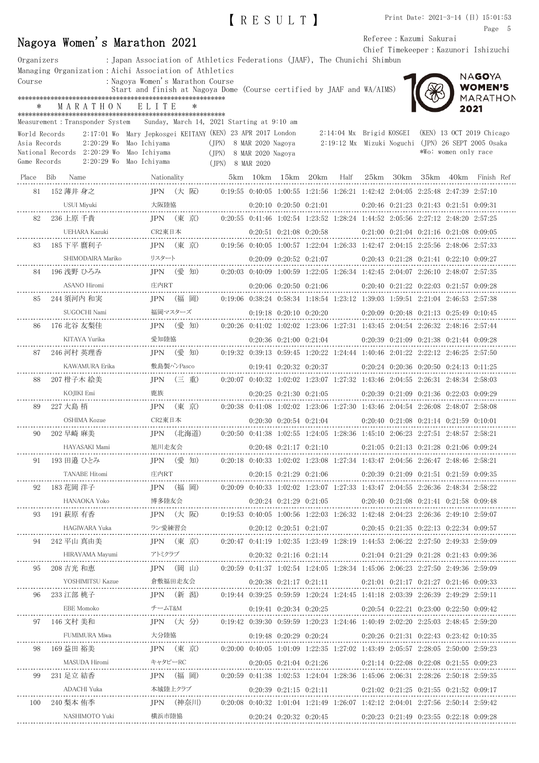# 【RESULT】

Print Date: 2021-3-14 (日) 15:01:53

## Nagoya Women's Marathon 2021

Referee：Kazumi Sakurai
Chief Timekeeper：Kazunori Ishizuchi

Organizers ：Japan Association of Athletics Federations (JAAF), The Chunichi Shimbun
Managing Organization：Aichi Association of Athletics
Course ：Nagoya Women's Marathon Course
Start and finish at Nagoya Dome (Course certified by JAAF and WA/AIMS)

*************************************************************
\* MARATHON ELITE \*
*************************************************************

Measurement：Transponder System Sunday, March 14, 2021 Starting at 9:10 am

World Records 2:17:01 Wo Mary Jepkosgei KEITANY (KEN) 23 APR 2017 London 2:14:04 Mx Brigid KOSGEI (KEN) 13 OCT 2019 Chicago
Asia Records 2:20:29 Wo Mao Ichiyama (JPN) 8 MAR 2020 Nagoya 2:19:12 Mx Mizuki Noguchi (JPN) 26 SEPT 2005 Osaka
National Records 2:20:29 Wo Mao Ichiyama (JPN) 8 MAR 2020 Nagoya *Wo: women only race
Game Records 2:20:29 Wo Mao Ichiyama (JPN) 8 MAR 2020

| Place | Bib | Name | Nationality | 5km | 10km | 15km | 20km | Half | 25km | 30km | 35km | 40km | Finish | Ref |
|---|---|---|---|---|---|---|---|---|---|---|---|---|---|---|
| 81 | 152 | 薄井 身之 | JPN (大 阪) | 0:19:55 | 0:40:05 | 1:00:55 | 1:21:56 | 1:26:21 | 1:42:42 | 2:04:05 | 2:25:48 | 2:47:39 | 2:57:10 | |
| | | USUI Miyuki | 大阪陸協 | | 0:20:10 | 0:20:50 | 0:21:01 | | 0:20:46 | 0:21:23 | 0:21:43 | 0:21:51 | 0:09:31 | |
| 82 | 236 | 上原 千貴 | JPN (東 京) | 0:20:55 | 0:41:46 | 1:02:54 | 1:23:52 | 1:28:24 | 1:44:52 | 2:05:56 | 2:27:12 | 2:48:20 | 2:57:25 | |
| | | UEHARA Kazuki | CR2東日本 | | 0:20:51 | 0:21:08 | 0:20:58 | | 0:21:00 | 0:21:04 | 0:21:16 | 0:21:08 | 0:09:05 | |
| 83 | 185 | 下平 麿利子 | JPN (東 京) | 0:19:56 | 0:40:05 | 1:00:57 | 1:22:04 | 1:26:33 | 1:42:47 | 2:04:15 | 2:25:56 | 2:48:06 | 2:57:33 | |
| | | SHIMODAIRA Mariko | リスタート | | 0:20:09 | 0:20:52 | 0:21:07 | | 0:20:43 | 0:21:28 | 0:21:41 | 0:22:10 | 0:09:27 | |
| 84 | 196 | 浅野 ひろみ | JPN (愛 知) | 0:20:03 | 0:40:09 | 1:00:59 | 1:22:05 | 1:26:34 | 1:42:45 | 2:04:07 | 2:26:10 | 2:48:07 | 2:57:35 | |
| | | ASANO Hiromi | 庄内RT | | 0:20:06 | 0:20:50 | 0:21:06 | | 0:20:40 | 0:21:22 | 0:22:03 | 0:21:57 | 0:09:28 | |
| 85 | 244 | 須河内 南実 | JPN (福 岡) | 0:19:06 | 0:38:24 | 0:58:34 | 1:18:54 | 1:23:12 | 1:39:03 | 1:59:51 | 2:21:04 | 2:46:53 | 2:57:38 | |
| | | SUGOCHI Nami | 福岡マスターズ | | 0:19:18 | 0:20:10 | 0:20:20 | | 0:20:09 | 0:20:48 | 0:21:13 | 0:25:49 | 0:10:45 | |
| 86 | 176 | 北谷 友梨佳 | JPN (愛 知) | 0:20:26 | 0:41:02 | 1:02:02 | 1:23:06 | 1:27:31 | 1:43:45 | 2:04:54 | 2:26:32 | 2:48:16 | 2:57:44 | |
| | | KITAYA Yurika | 愛知陸協 | | 0:20:36 | 0:21:00 | 0:21:04 | | 0:20:39 | 0:21:09 | 0:21:38 | 0:21:44 | 0:09:28 | |
| 87 | 246 | 河村 英理香 | JPN (愛 知) | 0:19:32 | 0:39:13 | 0:59:45 | 1:20:22 | 1:24:44 | 1:40:46 | 2:01:22 | 2:22:12 | 2:46:25 | 2:57:50 | |
| | | KAWAMURA Erika | 敷島製パンPasco | | 0:19:41 | 0:20:32 | 0:20:37 | | 0:20:24 | 0:20:36 | 0:20:50 | 0:24:13 | 0:11:25 | |
| 88 | 207 | 柑子木 絵美 | JPN (三 重) | 0:20:07 | 0:40:32 | 1:02:02 | 1:23:07 | 1:27:32 | 1:43:46 | 2:04:55 | 2:26:31 | 2:48:34 | 2:58:03 | |
| | | KOJIKI Emi | 鹿族 | | 0:20:25 | 0:21:30 | 0:21:05 | | 0:20:39 | 0:21:09 | 0:21:36 | 0:22:03 | 0:09:29 | |
| 89 | 227 | 大島 梢 | JPN (東 京) | 0:20:38 | 0:41:08 | 1:02:02 | 1:23:06 | 1:27:30 | 1:43:46 | 2:04:54 | 2:26:08 | 2:48:07 | 2:58:08 | |
| | | OSHIMA Kozue | CR2東日本 | | 0:20:30 | 0:20:54 | 0:21:04 | | 0:20:40 | 0:21:08 | 0:21:14 | 0:21:59 | 0:10:01 | |
| 90 | 202 | 早崎 麻美 | JPN (北海道) | 0:20:50 | 0:41:38 | 1:02:55 | 1:24:05 | 1:28:36 | 1:45:10 | 2:06:23 | 2:27:51 | 2:48:57 | 2:58:21 | |
| | | HAYASAKI Mami | 旭川走友会 | | 0:20:48 | 0:21:17 | 0:21:10 | | 0:21:05 | 0:21:13 | 0:21:28 | 0:21:06 | 0:09:24 | |
| 91 | 193 | 田邉 ひとみ | JPN (愛 知) | 0:20:18 | 0:40:33 | 1:02:02 | 1:23:08 | 1:27:34 | 1:43:47 | 2:04:56 | 2:26:47 | 2:48:46 | 2:58:21 | |
| | | TANABE Hitomi | 庄内RT | | 0:20:15 | 0:21:29 | 0:21:06 | | 0:20:39 | 0:21:09 | 0:21:51 | 0:21:59 | 0:09:35 | |
| 92 | 183 | 花岡 洋子 | JPN (福 岡) | 0:20:09 | 0:40:33 | 1:02:02 | 1:23:07 | 1:27:33 | 1:43:47 | 2:04:55 | 2:26:36 | 2:48:34 | 2:58:22 | |
| | | HANAOKA Yoko | 博多陸友会 | | 0:20:24 | 0:21:29 | 0:21:05 | | 0:20:40 | 0:21:08 | 0:21:41 | 0:21:58 | 0:09:48 | |
| 93 | 191 | 萩原 有香 | JPN (大 阪) | 0:19:53 | 0:40:05 | 1:00:56 | 1:22:03 | 1:26:32 | 1:42:48 | 2:04:23 | 2:26:36 | 2:49:10 | 2:59:07 | |
| | | HAGIWARA Yuka | ラン愛練習会 | | 0:20:12 | 0:20:51 | 0:21:07 | | 0:20:45 | 0:21:35 | 0:22:13 | 0:22:34 | 0:09:57 | |
| 94 | 242 | 平山 真由美 | JPN (東 京) | 0:20:47 | 0:41:19 | 1:02:35 | 1:23:49 | 1:28:19 | 1:44:53 | 2:06:22 | 2:27:50 | 2:49:33 | 2:59:09 | |
| | | HIRAYAMA Mayumi | アトミクラブ | | 0:20:32 | 0:21:16 | 0:21:14 | | 0:21:04 | 0:21:29 | 0:21:28 | 0:21:43 | 0:09:36 | |
| 95 | 208 | 吉光 和恵 | JPN (岡 山) | 0:20:59 | 0:41:37 | 1:02:54 | 1:24:05 | 1:28:34 | 1:45:06 | 2:06:23 | 2:27:50 | 2:49:36 | 2:59:09 | |
| | | YOSHIMITSU Kazue | 倉敷福田走友会 | | 0:20:38 | 0:21:17 | 0:21:11 | | 0:21:01 | 0:21:17 | 0:21:27 | 0:21:46 | 0:09:33 | |
| 96 | 233 | 江部 桃子 | JPN (新 潟) | 0:19:44 | 0:39:25 | 0:59:59 | 1:20:24 | 1:24:45 | 1:41:18 | 2:03:39 | 2:26:39 | 2:49:29 | 2:59:11 | |
| | | EBE Momoko | チームT&M | | 0:19:41 | 0:20:34 | 0:20:25 | | 0:20:54 | 0:22:21 | 0:23:00 | 0:22:50 | 0:09:42 | |
| 97 | 146 | 文村 美和 | JPN (大 分) | 0:19:42 | 0:39:30 | 0:59:59 | 1:20:23 | 1:24:46 | 1:40:49 | 2:02:20 | 2:25:03 | 2:48:45 | 2:59:20 | |
| | | FUMIMURA Miwa | 大分陸協 | | 0:19:48 | 0:20:29 | 0:20:24 | | 0:20:26 | 0:21:31 | 0:22:43 | 0:23:42 | 0:10:35 | |
| 98 | 169 | 益田 裕美 | JPN (東 京) | 0:20:00 | 0:40:05 | 1:01:09 | 1:22:35 | 1:27:02 | 1:43:49 | 2:05:57 | 2:28:05 | 2:50:00 | 2:59:23 | |
| | | MASUDA Hiromi | キャタピーRC | | 0:20:05 | 0:21:04 | 0:21:26 | | 0:21:14 | 0:22:08 | 0:22:08 | 0:21:55 | 0:09:23 | |
| 99 | 231 | 足立 結香 | JPN (福 岡) | 0:20:59 | 0:41:38 | 1:02:53 | 1:24:04 | 1:28:36 | 1:45:06 | 2:06:31 | 2:28:26 | 2:50:18 | 2:59:35 | |
| | | ADACHI Yuka | 本城陸上クラブ | | 0:20:39 | 0:21:15 | 0:21:11 | | 0:21:02 | 0:21:25 | 0:21:55 | 0:21:52 | 0:09:17 | |
| 100 | 240 | 梨本 侑季 | JPN (神奈川) | 0:20:08 | 0:40:32 | 1:01:04 | 1:21:49 | 1:26:07 | 1:42:12 | 2:04:01 | 2:27:56 | 2:50:14 | 2:59:42 | |
| | | NASHIMOTO Yuki | 横浜市陸協 | | 0:20:24 | 0:20:32 | 0:20:45 | | 0:20:23 | 0:21:49 | 0:23:55 | 0:22:18 | 0:09:28 | |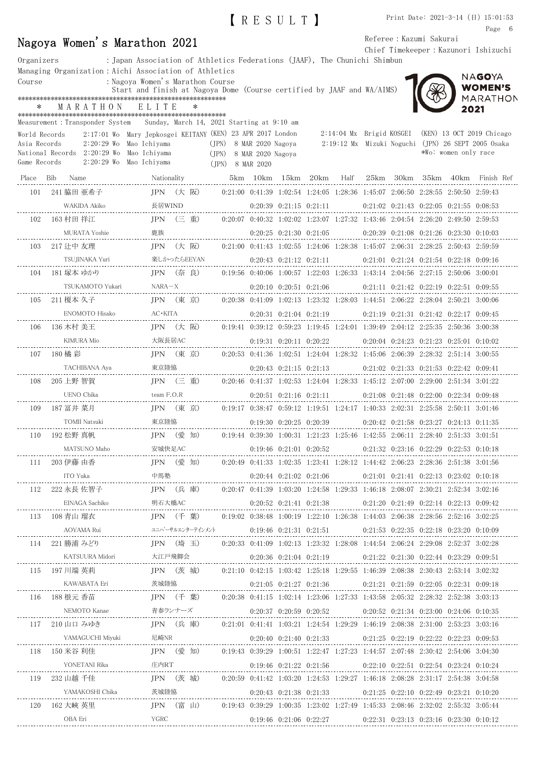【ＲＥＳＵＬＴ】

# Nagoya Women's Marathon 2021

Referee：Kazumi Sakurai
Chief Timekeeper：Kazunori Ishizuchi

Organizers ：Japan Association of Athletics Federations (JAAF), The Chunichi Shimbun
Managing Organization：Aichi Association of Athletics
Course ：Nagoya Women's Marathon Course
Start and finish at Nagoya Dome (Course certified by JAAF and WA/AIMS)

＊ MARATHON ELITE ＊

Measurement：Transponder System Sunday, March 14, 2021 Starting at 9:10 am

World Records 2:17:01 Wo Mary Jepkosgei KEITANY (KEN) 23 APR 2017 London 2:14:04 Mx Brigid KOSGEI (KEN) 13 OCT 2019 Chicago
Asia Records 2:20:29 Wo Mao Ichiyama (JPN) 8 MAR 2020 Nagoya 2:19:12 Mx Mizuki Noguchi (JPN) 26 SEPT 2005 Osaka
National Records 2:20:29 Wo Mao Ichiyama (JPN) 8 MAR 2020 Nagoya *Wo: women only race
Game Records 2:20:29 Wo Mao Ichiyama (JPN) 8 MAR 2020

| Place | Bib | Name | Nationality | 5km | 10km | 15km | 20km | Half | 25km | 30km | 35km | 40km | Finish | Ref |
|---|---|---|---|---|---|---|---|---|---|---|---|---|---|---|
| 101 | 241 | 脇田 亜希子 | JPN (大 阪) | 0:21:00 | 0:41:39 | 1:02:54 | 1:24:05 | 1:28:36 | 1:45:07 | 2:06:50 | 2:28:55 | 2:50:50 | 2:59:43 | |
| | | WAKIDA Akiko | 長居WIND | | 0:20:39 | 0:21:15 | 0:21:11 | | 0:21:02 | 0:21:43 | 0:22:05 | 0:21:55 | 0:08:53 | |
| 102 | 163 | 村田 祥江 | JPN (三 重) | 0:20:07 | 0:40:32 | 1:02:02 | 1:23:07 | 1:27:32 | 1:43:46 | 2:04:54 | 2:26:20 | 2:49:50 | 2:59:53 | |
| | | MURATA Yoshie | 鹿族 | | 0:20:25 | 0:21:30 | 0:21:05 | | 0:20:39 | 0:21:08 | 0:21:26 | 0:23:30 | 0:10:03 | |
| 103 | 217 | 辻中 友理 | JPN (大 阪) | 0:21:00 | 0:41:43 | 1:02:55 | 1:24:06 | 1:28:38 | 1:45:07 | 2:06:31 | 2:28:25 | 2:50:43 | 2:59:59 | |
| | | TSUJINAKA Yuri | 楽しかったらEEYAN | | 0:20:43 | 0:21:12 | 0:21:11 | | 0:21:01 | 0:21:24 | 0:21:54 | 0:22:18 | 0:09:16 | |
| 104 | 181 | 塚本 ゆかり | JPN (奈 良) | 0:19:56 | 0:40:06 | 1:00:57 | 1:22:03 | 1:26:33 | 1:43:14 | 2:04:56 | 2:27:15 | 2:50:06 | 3:00:01 | |
| | | TSUKAMOTO Yukari | NARA－X | | 0:20:10 | 0:20:51 | 0:21:06 | | 0:21:11 | 0:21:42 | 0:22:19 | 0:22:51 | 0:09:55 | |
| 105 | 211 | 榎本 久子 | JPN (東 京) | 0:20:38 | 0:41:09 | 1:02:13 | 1:23:32 | 1:28:03 | 1:44:51 | 2:06:22 | 2:28:04 | 2:50:21 | 3:00:06 | |
| | | ENOMOTO Hisako | AC･KITA | | 0:20:31 | 0:21:04 | 0:21:19 | | 0:21:19 | 0:21:31 | 0:21:42 | 0:22:17 | 0:09:45 | |
| 106 | 136 | 木村 美王 | JPN (大 阪) | 0:19:41 | 0:39:12 | 0:59:23 | 1:19:45 | 1:24:01 | 1:39:49 | 2:04:12 | 2:25:35 | 2:50:36 | 3:00:38 | |
| | | KIMURA Mio | 大阪長居AC | | 0:19:31 | 0:20:11 | 0:20:22 | | 0:20:04 | 0:24:23 | 0:21:23 | 0:25:01 | 0:10:02 | |
| 107 | 180 | 橘 彩 | JPN (東 京) | 0:20:53 | 0:41:36 | 1:02:51 | 1:24:04 | 1:28:32 | 1:45:06 | 2:06:39 | 2:28:32 | 2:51:14 | 3:00:55 | |
| | | TACHIBANA Aya | 東京陸協 | | 0:20:43 | 0:21:15 | 0:21:13 | | 0:21:02 | 0:21:33 | 0:21:53 | 0:22:42 | 0:09:41 | |
| 108 | 205 | 上野 智賀 | JPN (三 重) | 0:20:46 | 0:41:37 | 1:02:53 | 1:24:04 | 1:28:33 | 1:45:12 | 2:07:00 | 2:29:00 | 2:51:34 | 3:01:22 | |
| | | UENO Chika | team F.O.R | | 0:20:51 | 0:21:16 | 0:21:11 | | 0:21:08 | 0:21:48 | 0:22:00 | 0:22:34 | 0:09:48 | |
| 109 | 187 | 冨井 菜月 | JPN (東 京) | 0:19:17 | 0:38:47 | 0:59:12 | 1:19:51 | 1:24:17 | 1:40:33 | 2:02:31 | 2:25:58 | 2:50:11 | 3:01:46 | |
| | | TOMII Natsuki | 東京陸協 | | 0:19:30 | 0:20:25 | 0:20:39 | | 0:20:42 | 0:21:58 | 0:23:27 | 0:24:13 | 0:11:35 | |
| 110 | 192 | 松野 真帆 | JPN (愛 知) | 0:19:44 | 0:39:30 | 1:00:31 | 1:21:23 | 1:25:46 | 1:42:55 | 2:06:11 | 2:28:40 | 2:51:33 | 3:01:51 | |
| | | MATSUNO Maho | 安城快足AC | | 0:19:46 | 0:21:01 | 0:20:52 | | 0:21:32 | 0:23:16 | 0:22:29 | 0:22:53 | 0:10:18 | |
| 111 | 203 | 伊藤 由香 | JPN (愛 知) | 0:20:49 | 0:41:33 | 1:02:35 | 1:23:41 | 1:28:12 | 1:44:42 | 2:06:23 | 2:28:36 | 2:51:38 | 3:01:56 | |
| | | ITO Yuka | 中馬塾 | | 0:20:44 | 0:21:02 | 0:21:06 | | 0:21:01 | 0:21:41 | 0:22:13 | 0:23:02 | 0:10:18 | |
| 112 | 222 | 永長 佐智子 | JPN (兵 庫) | 0:20:47 | 0:41:39 | 1:03:20 | 1:24:58 | 1:29:33 | 1:46:18 | 2:08:07 | 2:30:21 | 2:52:34 | 3:02:16 | |
| | | EINAGA Sachiko | 明石大橋AC | | 0:20:52 | 0:21:41 | 0:21:38 | | 0:21:20 | 0:21:49 | 0:22:14 | 0:22:13 | 0:09:42 | |
| 113 | 108 | 青山 瑠衣 | JPN (千 葉) | 0:19:02 | 0:38:48 | 1:00:19 | 1:22:10 | 1:26:38 | 1:44:03 | 2:06:38 | 2:28:56 | 2:52:16 | 3:02:25 | |
| | | AOYAMA Rui | ユニバーサルエンターテインメント | | 0:19:46 | 0:21:31 | 0:21:51 | | 0:21:53 | 0:22:35 | 0:22:18 | 0:23:20 | 0:10:09 | |
| 114 | 221 | 勝浦 みどり | JPN (埼 玉) | 0:20:33 | 0:41:09 | 1:02:13 | 1:23:32 | 1:28:08 | 1:44:54 | 2:06:24 | 2:29:08 | 2:52:37 | 3:02:28 | |
| | | KATSUURA Midori | 大江戸飛脚会 | | 0:20:36 | 0:21:04 | 0:21:19 | | 0:21:22 | 0:21:30 | 0:22:44 | 0:23:29 | 0:09:51 | |
| 115 | 197 | 川端 英莉 | JPN (茨 城) | 0:21:10 | 0:42:15 | 1:03:42 | 1:25:18 | 1:29:55 | 1:46:39 | 2:08:38 | 2:30:43 | 2:53:14 | 3:02:32 | |
| | | KAWABATA Eri | 茨城陸協 | | 0:21:05 | 0:21:27 | 0:21:36 | | 0:21:21 | 0:21:59 | 0:22:05 | 0:22:31 | 0:09:18 | |
| 116 | 188 | 根元 香苗 | JPN (千 葉) | 0:20:38 | 0:41:15 | 1:02:14 | 1:23:06 | 1:27:33 | 1:43:58 | 2:05:32 | 2:28:32 | 2:52:38 | 3:03:13 | |
| | | NEMOTO Kanae | 青春ランナーズ | | 0:20:37 | 0:20:59 | 0:20:52 | | 0:20:52 | 0:21:34 | 0:23:00 | 0:24:06 | 0:10:35 | |
| 117 | 210 | 山口 みゆき | JPN (兵 庫) | 0:21:01 | 0:41:41 | 1:03:21 | 1:24:54 | 1:29:29 | 1:46:19 | 2:08:38 | 2:31:00 | 2:53:23 | 3:03:16 | |
| | | YAMAGUCHI Miyuki | 尼崎NR | | 0:20:40 | 0:21:40 | 0:21:33 | | 0:21:25 | 0:22:19 | 0:22:22 | 0:22:23 | 0:09:53 | |
| 118 | 150 | 米谷 利佳 | JPN (愛 知) | 0:19:43 | 0:39:29 | 1:00:51 | 1:22:47 | 1:27:23 | 1:44:57 | 2:07:48 | 2:30:42 | 2:54:06 | 3:04:30 | |
| | | YONETANI Rika | 庄内RT | | 0:19:46 | 0:21:22 | 0:21:56 | | 0:22:10 | 0:22:51 | 0:22:54 | 0:23:24 | 0:10:24 | |
| 119 | 232 | 山越 千佳 | JPN (茨 城) | 0:20:59 | 0:41:42 | 1:03:20 | 1:24:53 | 1:29:27 | 1:46:18 | 2:08:28 | 2:31:17 | 2:54:38 | 3:04:58 | |
| | | YAMAKOSHI Chika | 茨城陸協 | | 0:20:43 | 0:21:38 | 0:21:33 | | 0:21:25 | 0:22:10 | 0:22:49 | 0:23:21 | 0:10:20 | |
| 120 | 162 | 大峡 英里 | JPN (富 山) | 0:19:43 | 0:39:29 | 1:00:35 | 1:23:02 | 1:27:49 | 1:45:33 | 2:08:46 | 2:32:02 | 2:55:32 | 3:05:44 | |
| | | OBA Eri | YGRC | | 0:19:46 | 0:21:06 | 0:22:27 | | 0:22:31 | 0:23:13 | 0:23:16 | 0:23:30 | 0:10:12 | |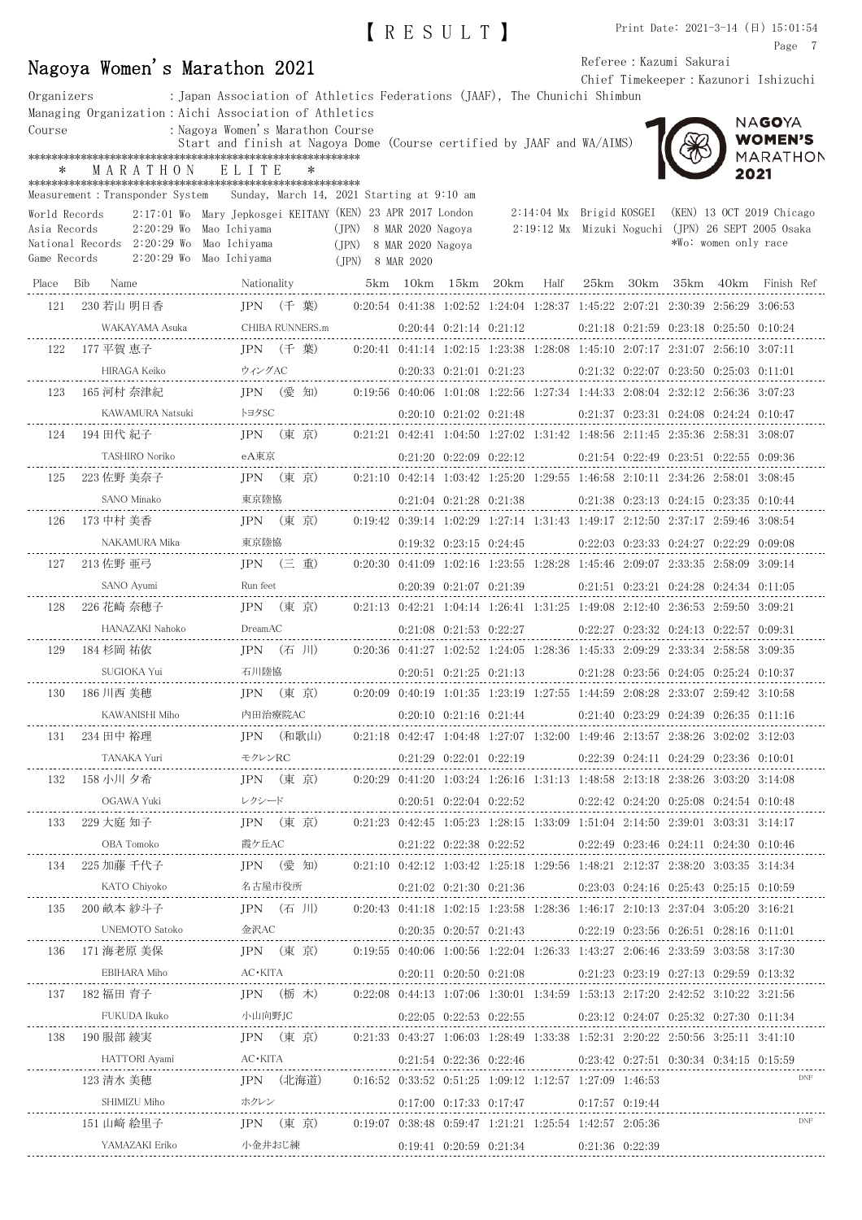【ＲＥＳＵＬＴ】

Print Date: 2021-3-14 (日) 15:01:54

# Nagoya Women's Marathon 2021

Referee：Kazumi Sakurai
Chief Timekeeper：Kazunori Ishizuchi

Organizers：Japan Association of Athletics Federations (JAAF), The Chunichi Shimbun
Managing Organization：Aichi Association of Athletics
Course：Nagoya Women's Marathon Course
Start and finish at Nagoya Dome (Course certified by JAAF and WA/AIMS)

```
**********************************************************
*   M A R A T H O N   E L I T E   *
**********************************************************
```

Measurement：Transponder System　Sunday, March 14, 2021 Starting at 9:10 am

| | | | | | |
|---|---|---|---|---|---|
| World Records | 2:17:01 Wo | Mary Jepkosgei KEITANY (KEN) | 23 APR 2017 London | 2:14:04 Mx Brigid KOSGEI | (KEN) 13 OCT 2019 Chicago |
| Asia Records | 2:20:29 Wo | Mao Ichiyama (JPN) | 8 MAR 2020 Nagoya | 2:19:12 Mx Mizuki Noguchi | (JPN) 26 SEPT 2005 Osaka |
| National Records | 2:20:29 Wo | Mao Ichiyama (JPN) | 8 MAR 2020 Nagoya | | *Wo: women only race |
| Game Records | 2:20:29 Wo | Mao Ichiyama (JPN) | 8 MAR 2020 | | |

| Place | Bib | Name | Nationality | 5km | 10km | 15km | 20km | Half | 25km | 30km | 35km | 40km | Finish | Ref |
|---|---|---|---|---|---|---|---|---|---|---|---|---|---|---|
| 121 | 230 | 若山 明日香 | JPN (千 葉) | 0:20:54 | 0:41:38 | 1:02:52 | 1:24:04 | 1:28:37 | 1:45:22 | 2:07:21 | 2:30:39 | 2:56:29 | 3:06:53 | |
| | | WAKAYAMA Asuka | CHIBA RUNNERS.m | | 0:20:44 | 0:21:14 | 0:21:12 | | 0:21:18 | 0:21:59 | 0:23:18 | 0:25:50 | 0:10:24 | |
| 122 | 177 | 平賀 恵子 | JPN (千 葉) | 0:20:41 | 0:41:14 | 1:02:15 | 1:23:38 | 1:28:08 | 1:45:10 | 2:07:17 | 2:31:07 | 2:56:10 | 3:07:11 | |
| | | HIRAGA Keiko | ウィングAC | | 0:20:33 | 0:21:01 | 0:21:23 | | 0:21:32 | 0:22:07 | 0:23:50 | 0:25:03 | 0:11:01 | |
| 123 | 165 | 河村 奈津紀 | JPN (愛 知) | 0:19:56 | 0:40:06 | 1:01:08 | 1:22:56 | 1:27:34 | 1:44:33 | 2:08:04 | 2:32:12 | 2:56:36 | 3:07:23 | |
| | | KAWAMURA Natsuki | トヨタSC | | 0:20:10 | 0:21:02 | 0:21:48 | | 0:21:37 | 0:23:31 | 0:24:08 | 0:24:24 | 0:10:47 | |
| 124 | 194 | 田代 紀子 | JPN (東 京) | 0:21:21 | 0:42:41 | 1:04:50 | 1:27:02 | 1:31:42 | 1:48:56 | 2:11:45 | 2:35:36 | 2:58:31 | 3:08:07 | |
| | | TASHIRO Noriko | eA東京 | | 0:21:20 | 0:22:09 | 0:22:12 | | 0:21:54 | 0:22:49 | 0:23:51 | 0:22:55 | 0:09:36 | |
| 125 | 223 | 佐野 美奈子 | JPN (東 京) | 0:21:10 | 0:42:14 | 1:03:42 | 1:25:20 | 1:29:55 | 1:46:58 | 2:10:11 | 2:34:26 | 2:58:01 | 3:08:45 | |
| | | SANO Minako | 東京陸協 | | 0:21:04 | 0:21:28 | 0:21:38 | | 0:21:38 | 0:23:13 | 0:24:15 | 0:23:35 | 0:10:44 | |
| 126 | 173 | 中村 美香 | JPN (東 京) | 0:19:42 | 0:39:14 | 1:02:29 | 1:27:14 | 1:31:43 | 1:49:17 | 2:12:50 | 2:37:17 | 2:59:46 | 3:08:54 | |
| | | NAKAMURA Mika | 東京陸協 | | 0:19:32 | 0:23:15 | 0:24:45 | | 0:22:03 | 0:23:33 | 0:24:27 | 0:22:29 | 0:09:08 | |
| 127 | 213 | 佐野 亜弓 | JPN (三 重) | 0:20:30 | 0:41:09 | 1:02:16 | 1:23:55 | 1:28:28 | 1:45:46 | 2:09:07 | 2:33:35 | 2:58:09 | 3:09:14 | |
| | | SANO Ayumi | Run feet | | 0:20:39 | 0:21:07 | 0:21:39 | | 0:21:51 | 0:23:21 | 0:24:28 | 0:24:34 | 0:11:05 | |
| 128 | 226 | 花崎 奈穂子 | JPN (東 京) | 0:21:13 | 0:42:21 | 1:04:14 | 1:26:41 | 1:31:25 | 1:49:08 | 2:12:40 | 2:36:53 | 2:59:50 | 3:09:21 | |
| | | HANAZAKI Nahoko | DreamAC | | 0:21:08 | 0:21:53 | 0:22:27 | | 0:22:27 | 0:23:32 | 0:24:13 | 0:22:57 | 0:09:31 | |
| 129 | 184 | 杉岡 祐依 | JPN (石 川) | 0:20:36 | 0:41:27 | 1:02:52 | 1:24:05 | 1:28:36 | 1:45:33 | 2:09:29 | 2:33:34 | 2:58:58 | 3:09:35 | |
| | | SUGIOKA Yui | 石川陸協 | | 0:20:51 | 0:21:25 | 0:21:13 | | 0:21:28 | 0:23:56 | 0:24:05 | 0:25:24 | 0:10:37 | |
| 130 | 186 | 川西 美穂 | JPN (東 京) | 0:20:09 | 0:40:19 | 1:01:35 | 1:23:19 | 1:27:55 | 1:44:59 | 2:08:28 | 2:33:07 | 2:59:42 | 3:10:58 | |
| | | KAWANISHI Miho | 内田治療院AC | | 0:20:10 | 0:21:16 | 0:21:44 | | 0:21:40 | 0:23:29 | 0:24:39 | 0:26:35 | 0:11:16 | |
| 131 | 234 | 田中 裕理 | JPN (和歌山) | 0:21:18 | 0:42:47 | 1:04:48 | 1:27:07 | 1:32:00 | 1:49:46 | 2:13:57 | 2:38:26 | 3:02:02 | 3:12:03 | |
| | | TANAKA Yuri | モクレンRC | | 0:21:29 | 0:22:01 | 0:22:19 | | 0:22:39 | 0:24:11 | 0:24:29 | 0:23:36 | 0:10:01 | |
| 132 | 158 | 小川 夕希 | JPN (東 京) | 0:20:29 | 0:41:20 | 1:03:24 | 1:26:16 | 1:31:13 | 1:48:58 | 2:13:18 | 2:38:26 | 3:03:20 | 3:14:08 | |
| | | OGAWA Yuki | レクシード | | 0:20:51 | 0:22:04 | 0:22:52 | | 0:22:42 | 0:24:20 | 0:25:08 | 0:24:54 | 0:10:48 | |
| 133 | 229 | 大庭 知子 | JPN (東 京) | 0:21:23 | 0:42:45 | 1:05:23 | 1:28:15 | 1:33:09 | 1:51:04 | 2:14:50 | 2:39:01 | 3:03:31 | 3:14:17 | |
| | | OBA Tomoko | 霞ケ丘AC | | 0:21:22 | 0:22:38 | 0:22:52 | | 0:22:49 | 0:23:46 | 0:24:11 | 0:24:30 | 0:10:46 | |
| 134 | 225 | 加藤 千代子 | JPN (愛 知) | 0:21:10 | 0:42:12 | 1:03:42 | 1:25:18 | 1:29:56 | 1:48:21 | 2:12:37 | 2:38:20 | 3:03:35 | 3:14:34 | |
| | | KATO Chiyoko | 名古屋市役所 | | 0:21:02 | 0:21:30 | 0:21:36 | | 0:23:03 | 0:24:16 | 0:25:43 | 0:25:15 | 0:10:59 | |
| 135 | 200 | 畝本 紗斗子 | JPN (石 川) | 0:20:43 | 0:41:18 | 1:02:15 | 1:23:58 | 1:28:36 | 1:46:17 | 2:10:13 | 2:37:04 | 3:05:20 | 3:16:21 | |
| | | UNEMOTO Satoko | 金沢AC | | 0:20:35 | 0:20:57 | 0:21:43 | | 0:22:19 | 0:23:56 | 0:26:51 | 0:28:16 | 0:11:01 | |
| 136 | 171 | 海老原 美保 | JPN (東 京) | 0:19:55 | 0:40:06 | 1:00:56 | 1:22:04 | 1:26:33 | 1:43:27 | 2:06:46 | 2:33:59 | 3:03:58 | 3:17:30 | |
| | | EBIHARA Miho | AC・KITA | | 0:20:11 | 0:20:50 | 0:21:08 | | 0:21:23 | 0:23:19 | 0:27:13 | 0:29:59 | 0:13:32 | |
| 137 | 182 | 福田 育子 | JPN (栃 木) | 0:22:08 | 0:44:13 | 1:07:06 | 1:30:01 | 1:34:59 | 1:53:13 | 2:17:20 | 2:42:52 | 3:10:22 | 3:21:56 | |
| | | FUKUDA Ikuko | 小山向野JC | | 0:22:05 | 0:22:53 | 0:22:55 | | 0:23:12 | 0:24:07 | 0:25:32 | 0:27:30 | 0:11:34 | |
| 138 | 190 | 服部 綾実 | JPN (東 京) | 0:21:33 | 0:43:27 | 1:06:03 | 1:28:49 | 1:33:38 | 1:52:31 | 2:20:22 | 2:50:56 | 3:25:11 | 3:41:10 | |
| | | HATTORI Ayami | AC・KITA | | 0:21:54 | 0:22:36 | 0:22:46 | | 0:23:42 | 0:27:51 | 0:30:34 | 0:34:15 | 0:15:59 | |
| | 123 | 清水 美穂 | JPN (北海道) | 0:16:52 | 0:33:52 | 0:51:25 | 1:09:12 | 1:12:57 | 1:27:09 | 1:46:53 | | | | DNF |
| | | SHIMIZU Miho | ホクレン | | 0:17:00 | 0:17:33 | 0:17:47 | | 0:17:57 | 0:19:44 | | | | |
| | 151 | 山﨑 絵里子 | JPN (東 京) | 0:19:07 | 0:38:48 | 0:59:47 | 1:21:21 | 1:25:54 | 1:42:57 | 2:05:36 | | | | DNF |
| | | YAMAZAKI Eriko | 小金井おじ練 | | 0:19:41 | 0:20:59 | 0:21:34 | | 0:21:36 | 0:22:39 | | | | |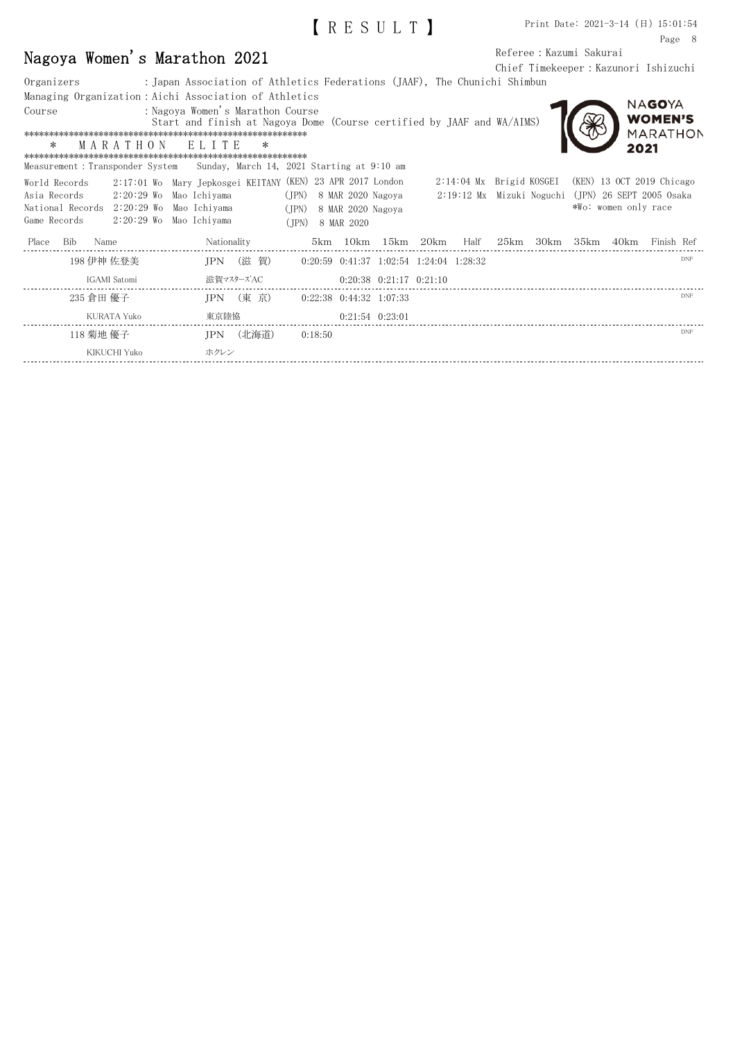【 R E S U L T 】

Print Date: 2021-3-14 (日) 15:01:54

# Nagoya Women's Marathon 2021

Referee : Kazumi Sakurai
Chief Timekeeper : Kazunori Ishizuchi

Organizers : Japan Association of Athletics Federations (JAAF), The Chunichi Shimbun
Managing Organization : Aichi Association of Athletics
Course : Nagoya Women's Marathon Course
Start and finish at Nagoya Dome (Course certified by JAAF and WA/AIMS)

NAGOYA WOMEN'S MARATHON 2021

************************************************************
\* M A R A T H O N E L I T E \*
************************************************************

Measurement : Transponder System Sunday, March 14, 2021 Starting at 9:10 am

| | | | | | |
|---|---|---|---|---|---|
| World Records | 2:17:01 Wo | Mary Jepkosgei KEITANY | (KEN) 23 APR 2017 London | 2:14:04 Mx Brigid KOSGEI | (KEN) 13 OCT 2019 Chicago |
| Asia Records | 2:20:29 Wo | Mao Ichiyama | (JPN) 8 MAR 2020 Nagoya | 2:19:12 Mx Mizuki Noguchi | (JPN) 26 SEPT 2005 Osaka |
| National Records | 2:20:29 Wo | Mao Ichiyama | (JPN) 8 MAR 2020 Nagoya | | *Wo: women only race |
| Game Records | 2:20:29 Wo | Mao Ichiyama | (JPN) 8 MAR 2020 | | |

| Place | Bib | Name | Nationality | 5km | 10km | 15km | 20km | Half | 25km | 30km | 35km | 40km | Finish | Ref |
|---|---|---|---|---|---|---|---|---|---|---|---|---|---|---|
| | 198 | 伊神 佐登美 | JPN (滋 賀) | 0:20:59 | 0:41:37 | 1:02:54 | 1:24:04 | 1:28:32 | | | | | | DNF |
| | | IGAMI Satomi | 滋賀マスターズAC | | 0:20:38 | 0:21:17 | 0:21:10 | | | | | | | |
| | 235 | 倉田 優子 | JPN (東 京) | 0:22:38 | 0:44:32 | 1:07:33 | | | | | | | | DNF |
| | | KURATA Yuko | 東京陸協 | | 0:21:54 | 0:23:01 | | | | | | | | |
| | 118 | 菊地 優子 | JPN (北海道) | 0:18:50 | | | | | | | | | | DNF |
| | | KIKUCHI Yuko | ホクレン | | | | | | | | | | | |